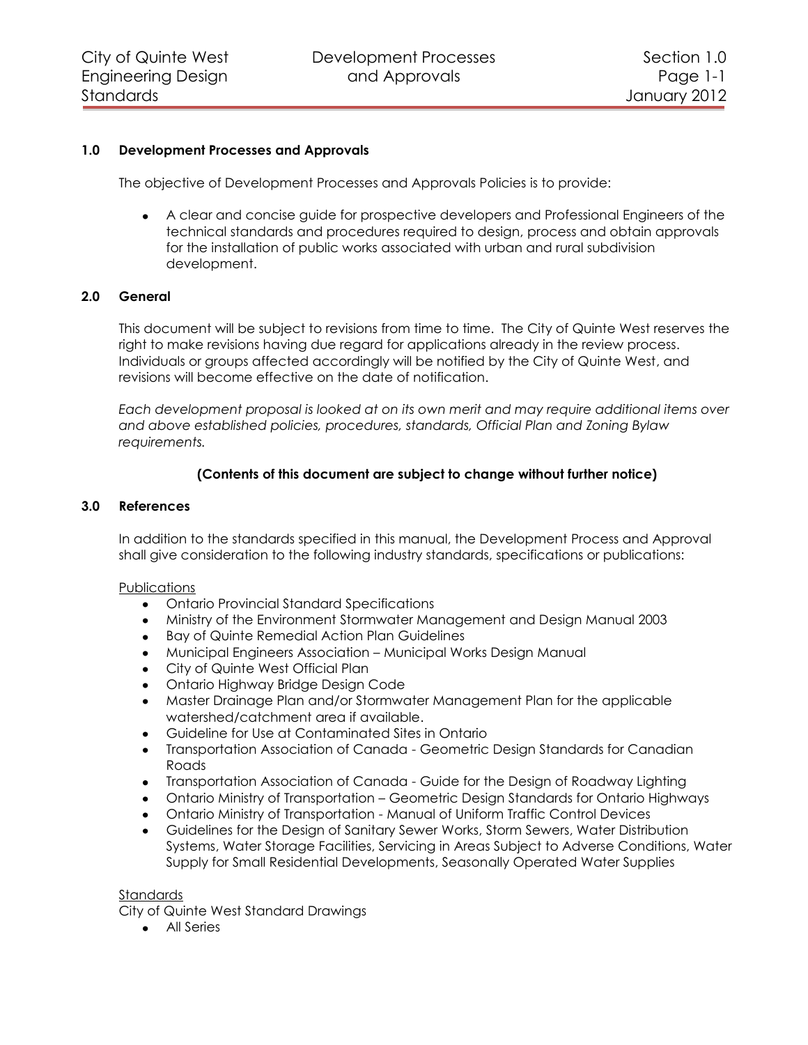## 1.0 Development Processes and Approvals

The objective of Development Processes and Approvals Policies is to provide:

- A clear and concise guide for prospective developers and Professional Engineers of the technical standards and procedures required to design, process and obtain approvals for the installation of public works associated with urban and rural subdivision development.

## 2.0 General

This document will be subject to revisions from time to time. The City of Quinte West reserves the right to make revisions having due regard for applications already in the review process. Individuals or groups affected accordingly will be notified by the City of Quinte West, and revisions will become effective on the date of notification.

*Each development proposal is looked at on its own merit and may require additional items over and above established policies, procedures, standards, Official Plan and Zoning Bylaw requirements.*

**(Contents of this document are subject to change without further notice)**

## 3.0 References

In addition to the standards specified in this manual, the Development Process and Approval shall give consideration to the following industry standards, specifications or publications:

<u>Publications</u>

- Ontario Provincial Standard Specifications
- Ministry of the Environment Stormwater Management and Design Manual 2003
- Bay of Quinte Remedial Action Plan Guidelines
- Municipal Engineers Association – Municipal Works Design Manual
- City of Quinte West Official Plan
- Ontario Highway Bridge Design Code
- Master Drainage Plan and/or Stormwater Management Plan for the applicable watershed/catchment area if available.
- Guideline for Use at Contaminated Sites in Ontario
- Transportation Association of Canada - Geometric Design Standards for Canadian Roads
- Transportation Association of Canada - Guide for the Design of Roadway Lighting
- Ontario Ministry of Transportation – Geometric Design Standards for Ontario Highways
- Ontario Ministry of Transportation - Manual of Uniform Traffic Control Devices
- Guidelines for the Design of Sanitary Sewer Works, Storm Sewers, Water Distribution Systems, Water Storage Facilities, Servicing in Areas Subject to Adverse Conditions, Water Supply for Small Residential Developments, Seasonally Operated Water Supplies

<u>Standards</u>

City of Quinte West Standard Drawings

- All Series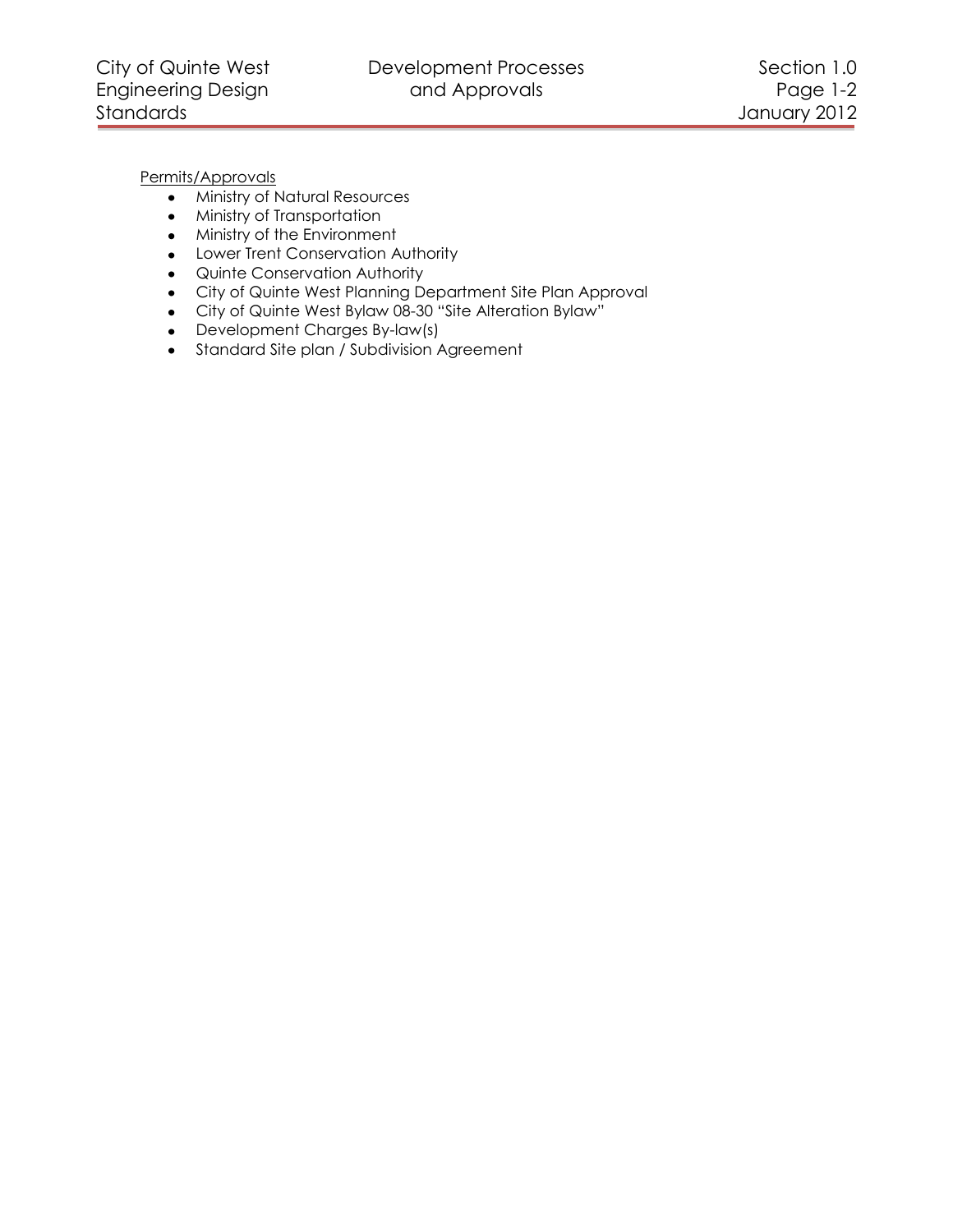Permits/Approvals

- Ministry of Natural Resources
- Ministry of Transportation
- Ministry of the Environment
- Lower Trent Conservation Authority
- Quinte Conservation Authority
- City of Quinte West Planning Department Site Plan Approval
- City of Quinte West Bylaw 08-30 "Site Alteration Bylaw"
- Development Charges By-law(s)
- Standard Site plan / Subdivision Agreement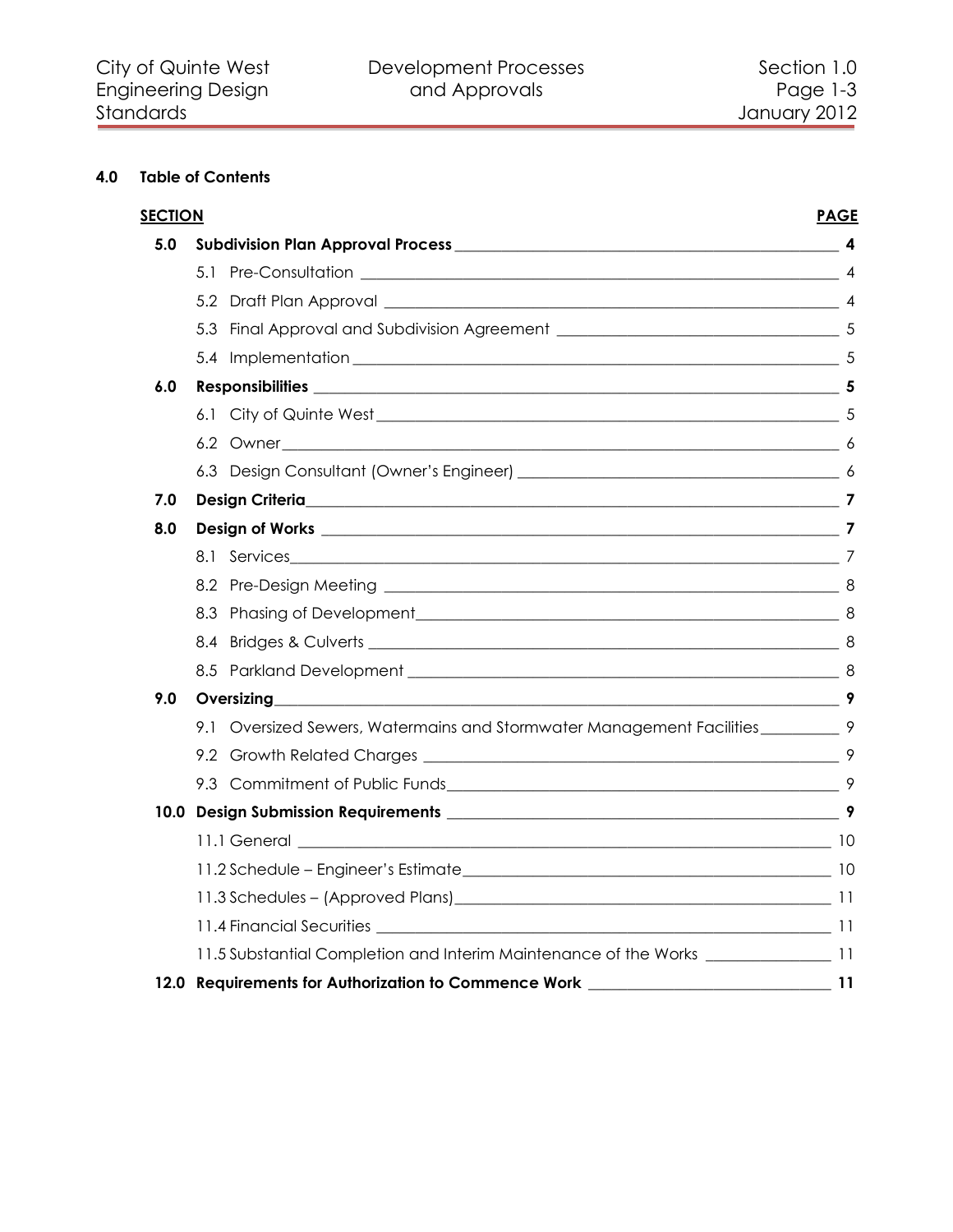## 4.0 Table of Contents

| SECTION | | PAGE |
|---|---|---|
| **5.0** | **Subdivision Plan Approval Process** | **4** |
| | 5.1 Pre-Consultation | 4 |
| | 5.2 Draft Plan Approval | 4 |
| | 5.3 Final Approval and Subdivision Agreement | 5 |
| | 5.4 Implementation | 5 |
| **6.0** | **Responsibilities** | **5** |
| | 6.1 City of Quinte West | 5 |
| | 6.2 Owner | 6 |
| | 6.3 Design Consultant (Owner's Engineer) | 6 |
| **7.0** | **Design Criteria** | **7** |
| **8.0** | **Design of Works** | **7** |
| | 8.1 Services | 7 |
| | 8.2 Pre-Design Meeting | 8 |
| | 8.3 Phasing of Development | 8 |
| | 8.4 Bridges & Culverts | 8 |
| | 8.5 Parkland Development | 8 |
| **9.0** | **Oversizing** | **9** |
| | 9.1 Oversized Sewers, Watermains and Stormwater Management Facilities | 9 |
| | 9.2 Growth Related Charges | 9 |
| | 9.3 Commitment of Public Funds | 9 |
| **10.0** | **Design Submission Requirements** | **9** |
| | 11.1 General | 10 |
| | 11.2 Schedule – Engineer's Estimate | 10 |
| | 11.3 Schedules – (Approved Plans) | 11 |
| | 11.4 Financial Securities | 11 |
| | 11.5 Substantial Completion and Interim Maintenance of the Works | 11 |
| **12.0** | **Requirements for Authorization to Commence Work** | **11** |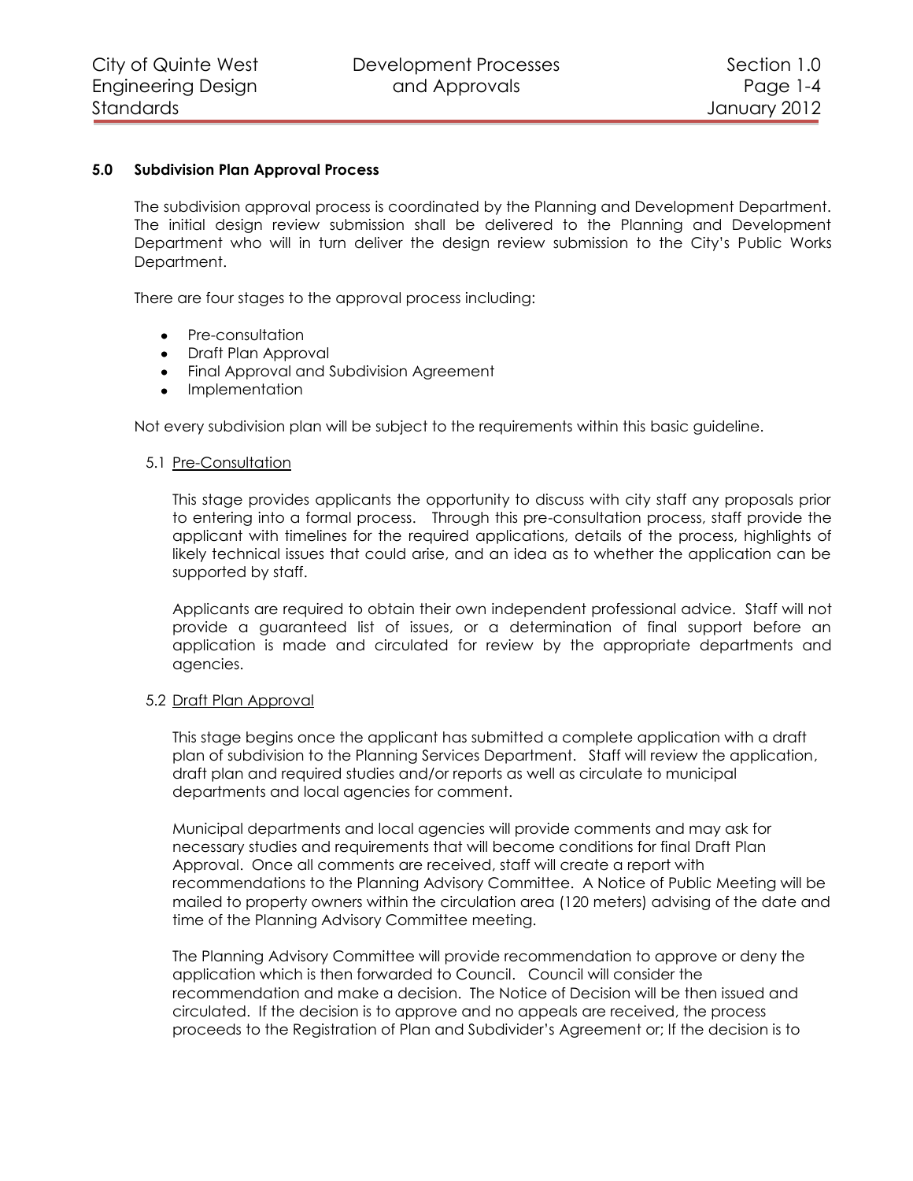## 5.0 Subdivision Plan Approval Process

The subdivision approval process is coordinated by the Planning and Development Department. The initial design review submission shall be delivered to the Planning and Development Department who will in turn deliver the design review submission to the City's Public Works Department.

There are four stages to the approval process including:

- Pre-consultation
- Draft Plan Approval
- Final Approval and Subdivision Agreement
- Implementation

Not every subdivision plan will be subject to the requirements within this basic guideline.

### 5.1 Pre-Consultation

This stage provides applicants the opportunity to discuss with city staff any proposals prior to entering into a formal process. Through this pre-consultation process, staff provide the applicant with timelines for the required applications, details of the process, highlights of likely technical issues that could arise, and an idea as to whether the application can be supported by staff.

Applicants are required to obtain their own independent professional advice. Staff will not provide a guaranteed list of issues, or a determination of final support before an application is made and circulated for review by the appropriate departments and agencies.

### 5.2 Draft Plan Approval

This stage begins once the applicant has submitted a complete application with a draft plan of subdivision to the Planning Services Department. Staff will review the application, draft plan and required studies and/or reports as well as circulate to municipal departments and local agencies for comment.

Municipal departments and local agencies will provide comments and may ask for necessary studies and requirements that will become conditions for final Draft Plan Approval. Once all comments are received, staff will create a report with recommendations to the Planning Advisory Committee. A Notice of Public Meeting will be mailed to property owners within the circulation area (120 meters) advising of the date and time of the Planning Advisory Committee meeting.

The Planning Advisory Committee will provide recommendation to approve or deny the application which is then forwarded to Council. Council will consider the recommendation and make a decision. The Notice of Decision will be then issued and circulated. If the decision is to approve and no appeals are received, the process proceeds to the Registration of Plan and Subdivider's Agreement or; If the decision is to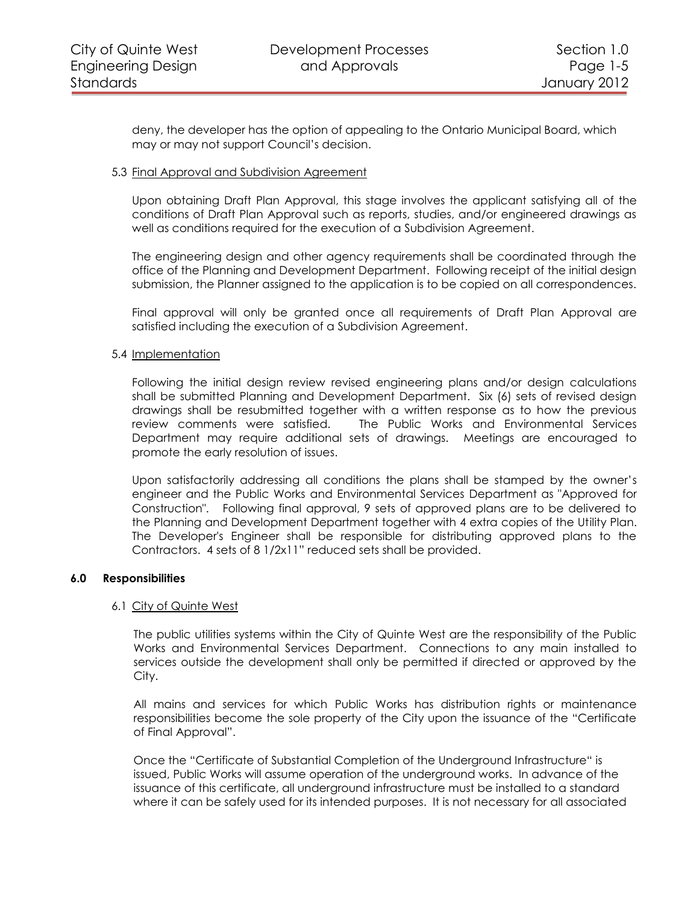deny, the developer has the option of appealing to the Ontario Municipal Board, which may or may not support Council's decision.

5.3 Final Approval and Subdivision Agreement

Upon obtaining Draft Plan Approval, this stage involves the applicant satisfying all of the conditions of Draft Plan Approval such as reports, studies, and/or engineered drawings as well as conditions required for the execution of a Subdivision Agreement.

The engineering design and other agency requirements shall be coordinated through the office of the Planning and Development Department. Following receipt of the initial design submission, the Planner assigned to the application is to be copied on all correspondences.

Final approval will only be granted once all requirements of Draft Plan Approval are satisfied including the execution of a Subdivision Agreement.

5.4 Implementation

Following the initial design review revised engineering plans and/or design calculations shall be submitted Planning and Development Department. Six (6) sets of revised design drawings shall be resubmitted together with a written response as to how the previous review comments were satisfied. The Public Works and Environmental Services Department may require additional sets of drawings. Meetings are encouraged to promote the early resolution of issues.

Upon satisfactorily addressing all conditions the plans shall be stamped by the owner's engineer and the Public Works and Environmental Services Department as "Approved for Construction". Following final approval, 9 sets of approved plans are to be delivered to the Planning and Development Department together with 4 extra copies of the Utility Plan. The Developer's Engineer shall be responsible for distributing approved plans to the Contractors. 4 sets of 8 1/2x11" reduced sets shall be provided.

## 6.0 Responsibilities

6.1 City of Quinte West

The public utilities systems within the City of Quinte West are the responsibility of the Public Works and Environmental Services Department. Connections to any main installed to services outside the development shall only be permitted if directed or approved by the City.

All mains and services for which Public Works has distribution rights or maintenance responsibilities become the sole property of the City upon the issuance of the "Certificate of Final Approval".

Once the "Certificate of Substantial Completion of the Underground Infrastructure" is issued, Public Works will assume operation of the underground works. In advance of the issuance of this certificate, all underground infrastructure must be installed to a standard where it can be safely used for its intended purposes. It is not necessary for all associated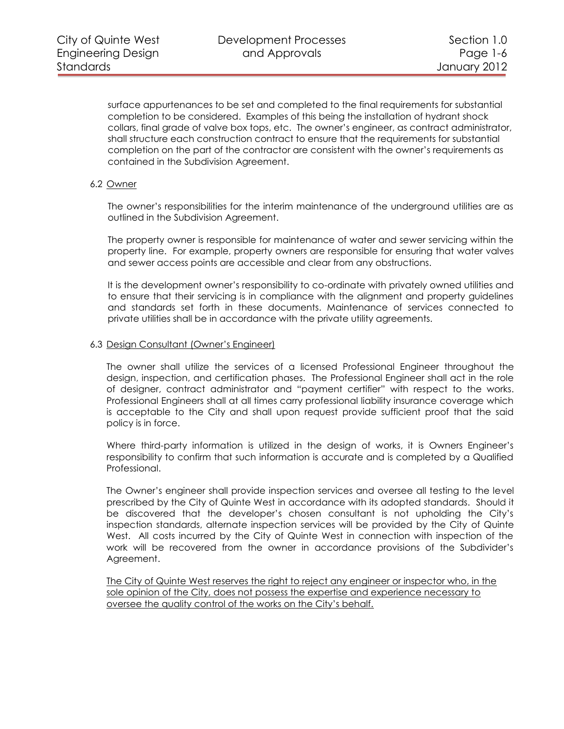surface appurtenances to be set and completed to the final requirements for substantial completion to be considered. Examples of this being the installation of hydrant shock collars, final grade of valve box tops, etc. The owner's engineer, as contract administrator, shall structure each construction contract to ensure that the requirements for substantial completion on the part of the contractor are consistent with the owner's requirements as contained in the Subdivision Agreement.

### 6.2 Owner

The owner's responsibilities for the interim maintenance of the underground utilities are as outlined in the Subdivision Agreement.

The property owner is responsible for maintenance of water and sewer servicing within the property line. For example, property owners are responsible for ensuring that water valves and sewer access points are accessible and clear from any obstructions.

It is the development owner's responsibility to co-ordinate with privately owned utilities and to ensure that their servicing is in compliance with the alignment and property guidelines and standards set forth in these documents. Maintenance of services connected to private utilities shall be in accordance with the private utility agreements.

### 6.3 Design Consultant (Owner's Engineer)

The owner shall utilize the services of a licensed Professional Engineer throughout the design, inspection, and certification phases. The Professional Engineer shall act in the role of designer, contract administrator and "payment certifier" with respect to the works. Professional Engineers shall at all times carry professional liability insurance coverage which is acceptable to the City and shall upon request provide sufficient proof that the said policy is in force.

Where third-party information is utilized in the design of works, it is Owners Engineer's responsibility to confirm that such information is accurate and is completed by a Qualified Professional.

The Owner's engineer shall provide inspection services and oversee all testing to the level prescribed by the City of Quinte West in accordance with its adopted standards. Should it be discovered that the developer's chosen consultant is not upholding the City's inspection standards, alternate inspection services will be provided by the City of Quinte West. All costs incurred by the City of Quinte West in connection with inspection of the work will be recovered from the owner in accordance provisions of the Subdivider's Agreement.

The City of Quinte West reserves the right to reject any engineer or inspector who, in the sole opinion of the City, does not possess the expertise and experience necessary to oversee the quality control of the works on the City's behalf.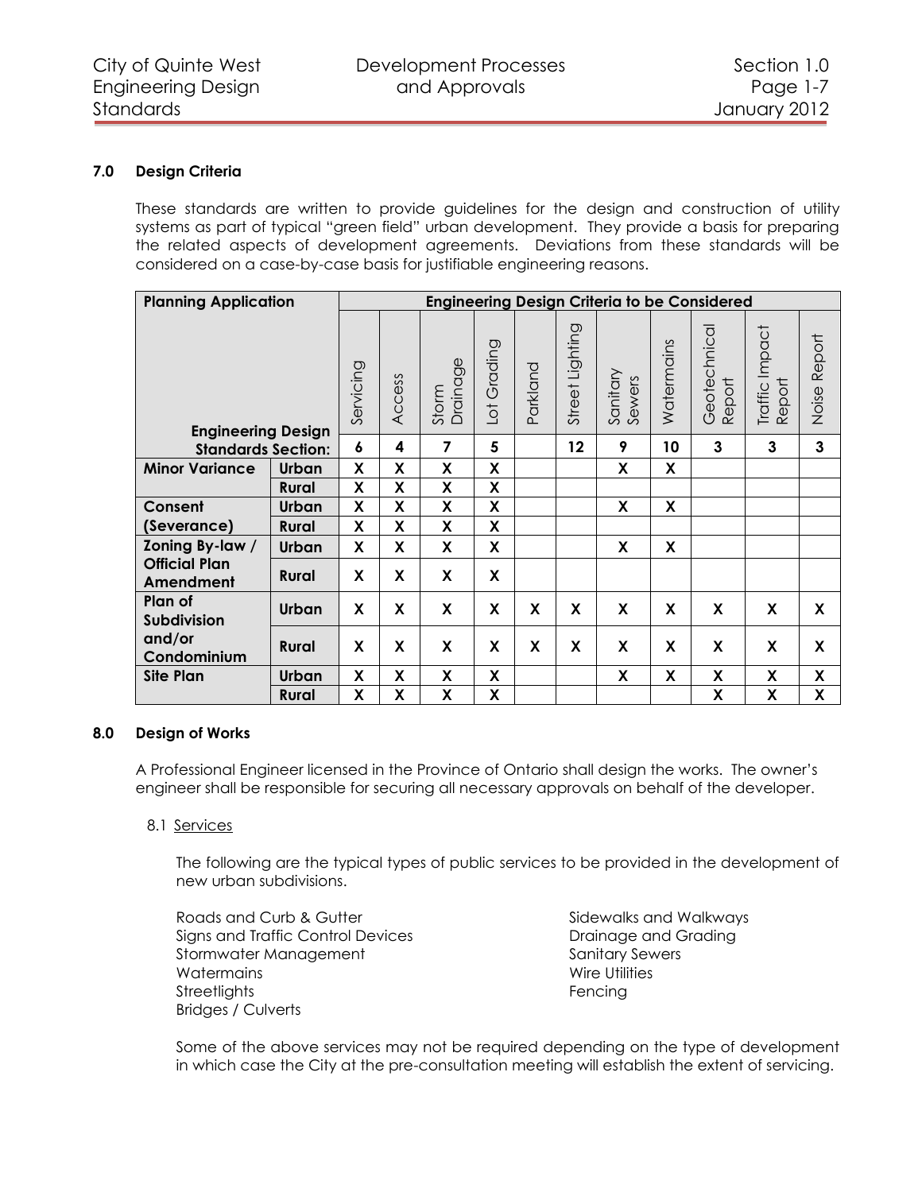## 7.0 Design Criteria

These standards are written to provide guidelines for the design and construction of utility systems as part of typical "green field" urban development. They provide a basis for preparing the related aspects of development agreements. Deviations from these standards will be considered on a case-by-case basis for justifiable engineering reasons.

| Planning Application | | Engineering Design Criteria to be Considered | | | | | | | | | | |
|---|---|---|---|---|---|---|---|---|---|---|---|---|
| | | Servicing | Access | Storm Drainage | Lot Grading | Parkland | Street Lighting | Sanitary Sewers | Watermains | Geotechnical Report | Traffic Impact Report | Noise Report |
| **Engineering Design Standards Section:** | | **6** | **4** | **7** | **5** | | **12** | **9** | **10** | **3** | **3** | **3** |
| **Minor Variance** | **Urban** | **X** | **X** | **X** | **X** | | | **X** | **X** | | | |
| | **Rural** | **X** | **X** | **X** | **X** | | | | | | | |
| **Consent (Severance)** | **Urban** | **X** | **X** | **X** | **X** | | | **X** | **X** | | | |
| | **Rural** | **X** | **X** | **X** | **X** | | | | | | | |
| **Zoning By-law / Official Plan Amendment** | **Urban** | **X** | **X** | **X** | **X** | | | **X** | **X** | | | |
| | **Rural** | **X** | **X** | **X** | **X** | | | | | | | |
| **Plan of Subdivision and/or Condominium** | **Urban** | **X** | **X** | **X** | **X** | **X** | **X** | **X** | **X** | **X** | **X** | **X** |
| | **Rural** | **X** | **X** | **X** | **X** | **X** | **X** | **X** | **X** | **X** | **X** | **X** |
| **Site Plan** | **Urban** | **X** | **X** | **X** | **X** | | | **X** | **X** | **X** | **X** | **X** |
| | **Rural** | **X** | **X** | **X** | **X** | | | | | **X** | **X** | **X** |

## 8.0 Design of Works

A Professional Engineer licensed in the Province of Ontario shall design the works. The owner's engineer shall be responsible for securing all necessary approvals on behalf of the developer.

### 8.1 Services

The following are the typical types of public services to be provided in the development of new urban subdivisions.

- Roads and Curb & Gutter
- Signs and Traffic Control Devices
- Stormwater Management
- Watermains
- Streetlights
- Bridges / Culverts
- Sidewalks and Walkways
- Drainage and Grading
- Sanitary Sewers
- Wire Utilities
- Fencing

Some of the above services may not be required depending on the type of development in which case the City at the pre-consultation meeting will establish the extent of servicing.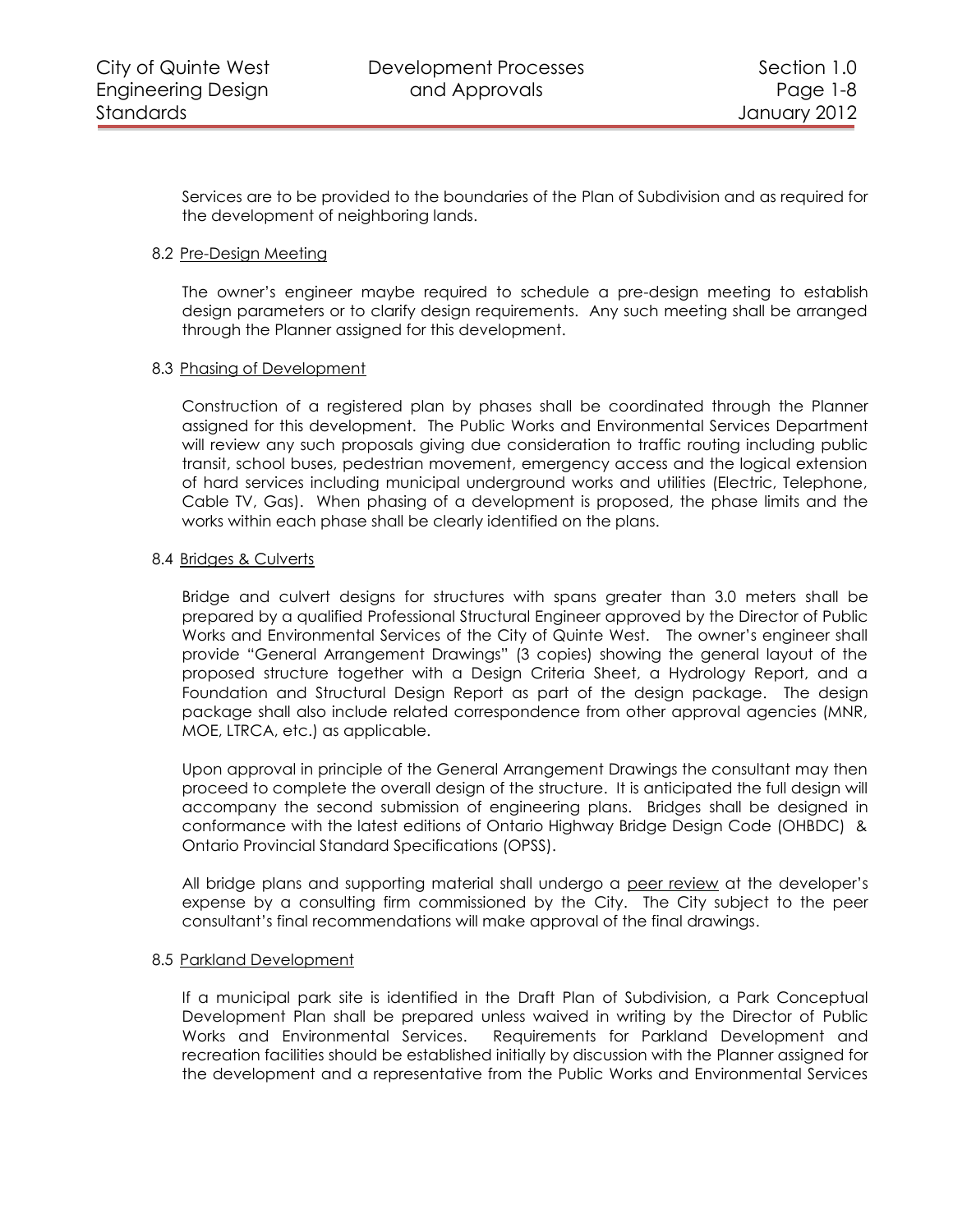Services are to be provided to the boundaries of the Plan of Subdivision and as required for the development of neighboring lands.

8.2 Pre-Design Meeting

The owner's engineer maybe required to schedule a pre-design meeting to establish design parameters or to clarify design requirements. Any such meeting shall be arranged through the Planner assigned for this development.

8.3 Phasing of Development

Construction of a registered plan by phases shall be coordinated through the Planner assigned for this development. The Public Works and Environmental Services Department will review any such proposals giving due consideration to traffic routing including public transit, school buses, pedestrian movement, emergency access and the logical extension of hard services including municipal underground works and utilities (Electric, Telephone, Cable TV, Gas). When phasing of a development is proposed, the phase limits and the works within each phase shall be clearly identified on the plans.

8.4 Bridges & Culverts

Bridge and culvert designs for structures with spans greater than 3.0 meters shall be prepared by a qualified Professional Structural Engineer approved by the Director of Public Works and Environmental Services of the City of Quinte West. The owner's engineer shall provide "General Arrangement Drawings" (3 copies) showing the general layout of the proposed structure together with a Design Criteria Sheet, a Hydrology Report, and a Foundation and Structural Design Report as part of the design package. The design package shall also include related correspondence from other approval agencies (MNR, MOE, LTRCA, etc.) as applicable.

Upon approval in principle of the General Arrangement Drawings the consultant may then proceed to complete the overall design of the structure. It is anticipated the full design will accompany the second submission of engineering plans. Bridges shall be designed in conformance with the latest editions of Ontario Highway Bridge Design Code (OHBDC) & Ontario Provincial Standard Specifications (OPSS).

All bridge plans and supporting material shall undergo a peer review at the developer's expense by a consulting firm commissioned by the City. The City subject to the peer consultant's final recommendations will make approval of the final drawings.

8.5 Parkland Development

If a municipal park site is identified in the Draft Plan of Subdivision, a Park Conceptual Development Plan shall be prepared unless waived in writing by the Director of Public Works and Environmental Services. Requirements for Parkland Development and recreation facilities should be established initially by discussion with the Planner assigned for the development and a representative from the Public Works and Environmental Services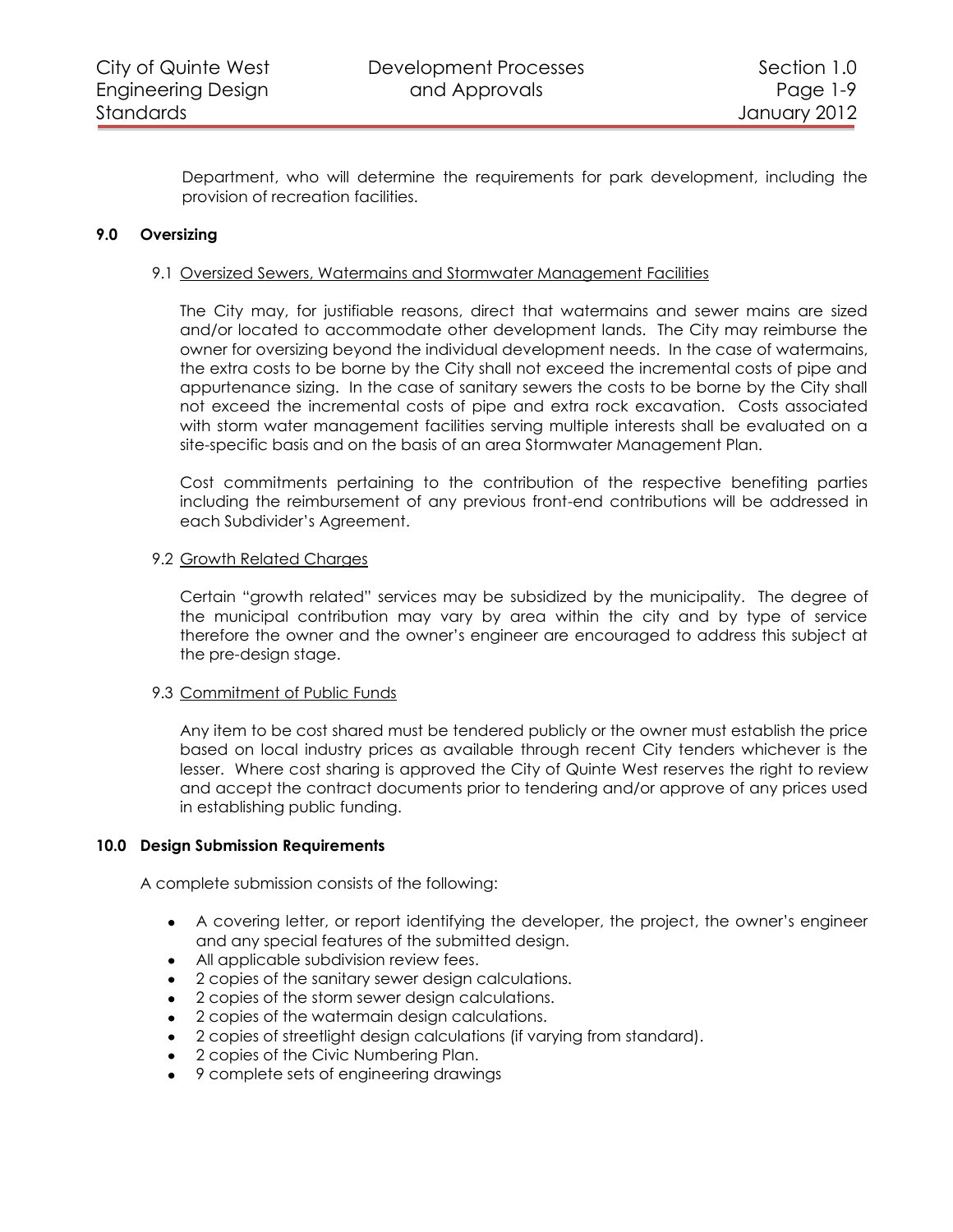Department, who will determine the requirements for park development, including the provision of recreation facilities.

## 9.0 Oversizing

### 9.1 Oversized Sewers, Watermains and Stormwater Management Facilities

The City may, for justifiable reasons, direct that watermains and sewer mains are sized and/or located to accommodate other development lands. The City may reimburse the owner for oversizing beyond the individual development needs. In the case of watermains, the extra costs to be borne by the City shall not exceed the incremental costs of pipe and appurtenance sizing. In the case of sanitary sewers the costs to be borne by the City shall not exceed the incremental costs of pipe and extra rock excavation. Costs associated with storm water management facilities serving multiple interests shall be evaluated on a site-specific basis and on the basis of an area Stormwater Management Plan.

Cost commitments pertaining to the contribution of the respective benefiting parties including the reimbursement of any previous front-end contributions will be addressed in each Subdivider's Agreement.

### 9.2 Growth Related Charges

Certain "growth related" services may be subsidized by the municipality. The degree of the municipal contribution may vary by area within the city and by type of service therefore the owner and the owner's engineer are encouraged to address this subject at the pre-design stage.

### 9.3 Commitment of Public Funds

Any item to be cost shared must be tendered publicly or the owner must establish the price based on local industry prices as available through recent City tenders whichever is the lesser. Where cost sharing is approved the City of Quinte West reserves the right to review and accept the contract documents prior to tendering and/or approve of any prices used in establishing public funding.

## 10.0 Design Submission Requirements

A complete submission consists of the following:

- A covering letter, or report identifying the developer, the project, the owner's engineer and any special features of the submitted design.
- All applicable subdivision review fees.
- 2 copies of the sanitary sewer design calculations.
- 2 copies of the storm sewer design calculations.
- 2 copies of the watermain design calculations.
- 2 copies of streetlight design calculations (if varying from standard).
- 2 copies of the Civic Numbering Plan.
- 9 complete sets of engineering drawings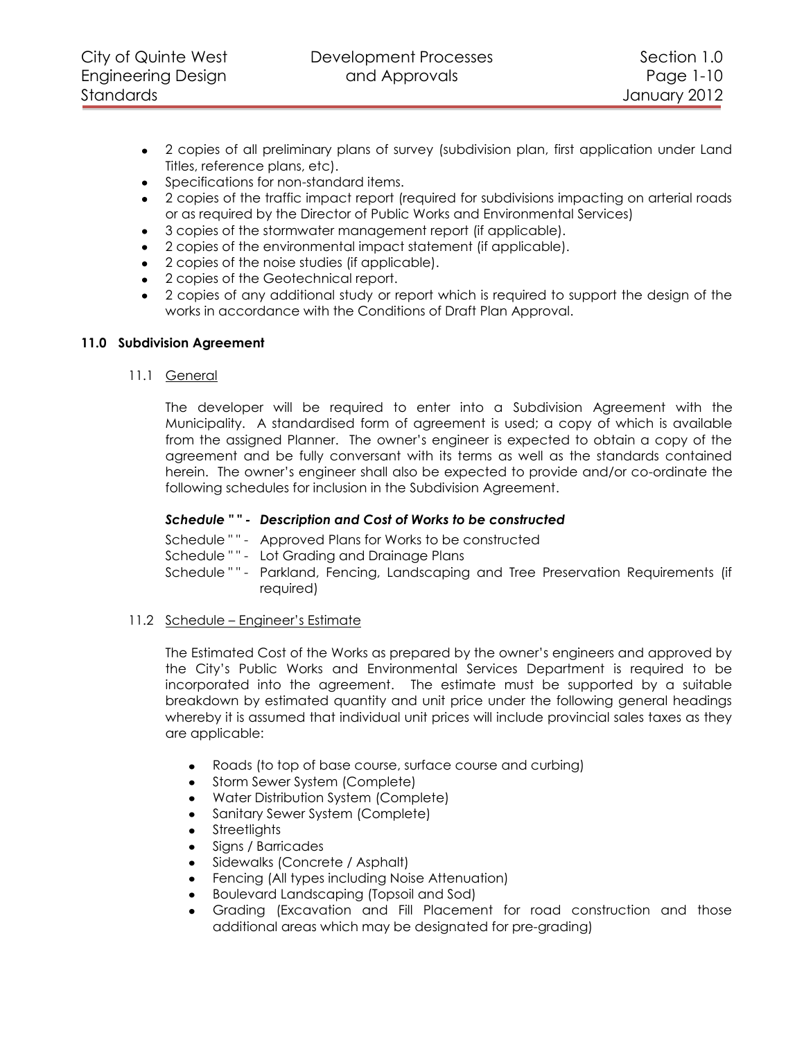- 2 copies of all preliminary plans of survey (subdivision plan, first application under Land Titles, reference plans, etc).
- Specifications for non-standard items.
- 2 copies of the traffic impact report (required for subdivisions impacting on arterial roads or as required by the Director of Public Works and Environmental Services)
- 3 copies of the stormwater management report (if applicable).
- 2 copies of the environmental impact statement (if applicable).
- 2 copies of the noise studies (if applicable).
- 2 copies of the Geotechnical report.
- 2 copies of any additional study or report which is required to support the design of the works in accordance with the Conditions of Draft Plan Approval.

## 11.0 Subdivision Agreement

### 11.1 General

The developer will be required to enter into a Subdivision Agreement with the Municipality. A standardised form of agreement is used; a copy of which is available from the assigned Planner. The owner's engineer is expected to obtain a copy of the agreement and be fully conversant with its terms as well as the standards contained herein. The owner's engineer shall also be expected to provide and/or co-ordinate the following schedules for inclusion in the Subdivision Agreement.

***Schedule " " - Description and Cost of Works to be constructed***

Schedule " " - Approved Plans for Works to be constructed
Schedule " " - Lot Grading and Drainage Plans
Schedule " " - Parkland, Fencing, Landscaping and Tree Preservation Requirements (if required)

### 11.2 Schedule – Engineer's Estimate

The Estimated Cost of the Works as prepared by the owner's engineers and approved by the City's Public Works and Environmental Services Department is required to be incorporated into the agreement. The estimate must be supported by a suitable breakdown by estimated quantity and unit price under the following general headings whereby it is assumed that individual unit prices will include provincial sales taxes as they are applicable:

- Roads (to top of base course, surface course and curbing)
- Storm Sewer System (Complete)
- Water Distribution System (Complete)
- Sanitary Sewer System (Complete)
- Streetlights
- Signs / Barricades
- Sidewalks (Concrete / Asphalt)
- Fencing (All types including Noise Attenuation)
- Boulevard Landscaping (Topsoil and Sod)
- Grading (Excavation and Fill Placement for road construction and those additional areas which may be designated for pre-grading)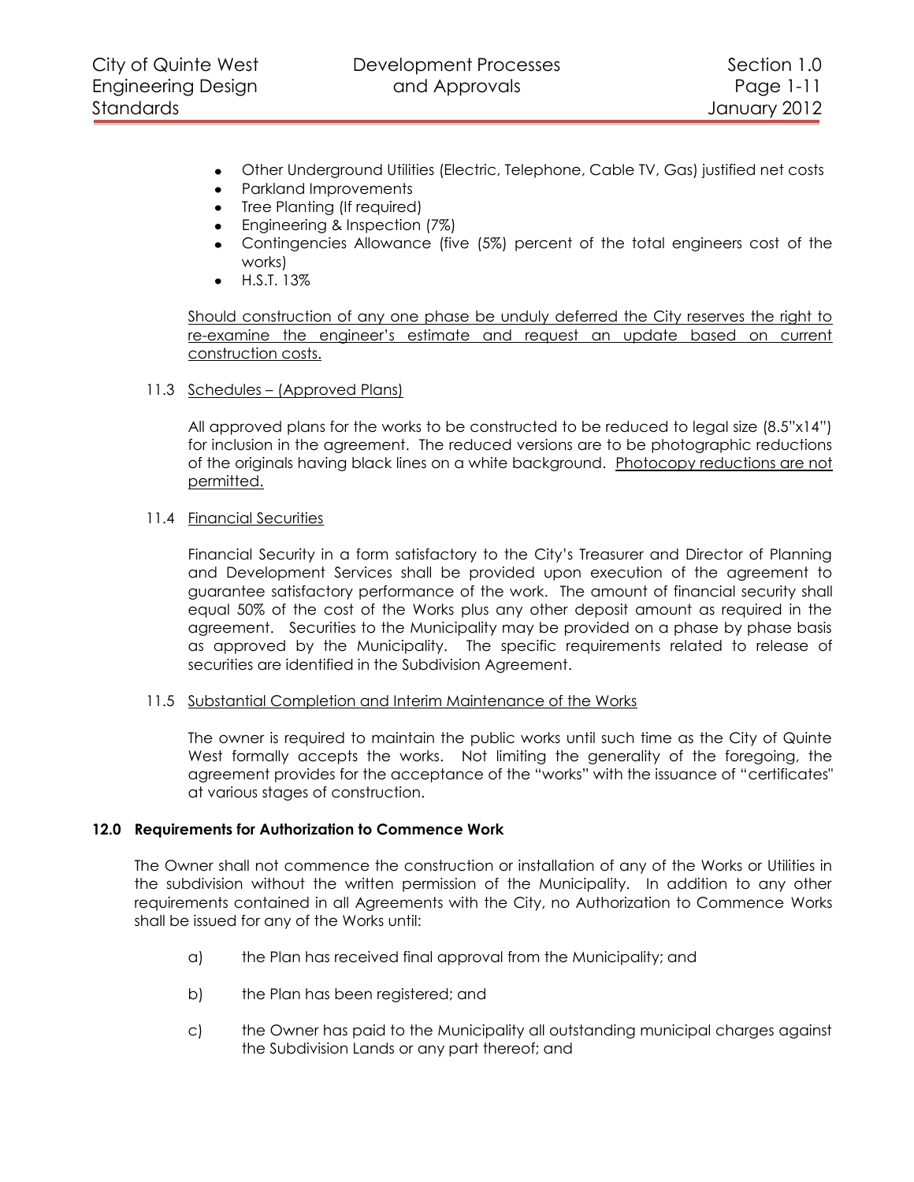- Other Underground Utilities (Electric, Telephone, Cable TV, Gas) justified net costs
- Parkland Improvements
- Tree Planting (If required)
- Engineering & Inspection (7%)
- Contingencies Allowance (five (5%) percent of the total engineers cost of the works)
- H.S.T. 13%

Should construction of any one phase be unduly deferred the City reserves the right to re-examine the engineer's estimate and request an update based on current construction costs.

### 11.3 Schedules – (Approved Plans)

All approved plans for the works to be constructed to be reduced to legal size (8.5"x14") for inclusion in the agreement. The reduced versions are to be photographic reductions of the originals having black lines on a white background. Photocopy reductions are not permitted.

### 11.4 Financial Securities

Financial Security in a form satisfactory to the City's Treasurer and Director of Planning and Development Services shall be provided upon execution of the agreement to guarantee satisfactory performance of the work. The amount of financial security shall equal 50% of the cost of the Works plus any other deposit amount as required in the agreement. Securities to the Municipality may be provided on a phase by phase basis as approved by the Municipality. The specific requirements related to release of securities are identified in the Subdivision Agreement.

### 11.5 Substantial Completion and Interim Maintenance of the Works

The owner is required to maintain the public works until such time as the City of Quinte West formally accepts the works. Not limiting the generality of the foregoing, the agreement provides for the acceptance of the "works" with the issuance of "certificates" at various stages of construction.

## 12.0 Requirements for Authorization to Commence Work

The Owner shall not commence the construction or installation of any of the Works or Utilities in the subdivision without the written permission of the Municipality. In addition to any other requirements contained in all Agreements with the City, no Authorization to Commence Works shall be issued for any of the Works until:

a) the Plan has received final approval from the Municipality; and

b) the Plan has been registered; and

c) the Owner has paid to the Municipality all outstanding municipal charges against the Subdivision Lands or any part thereof; and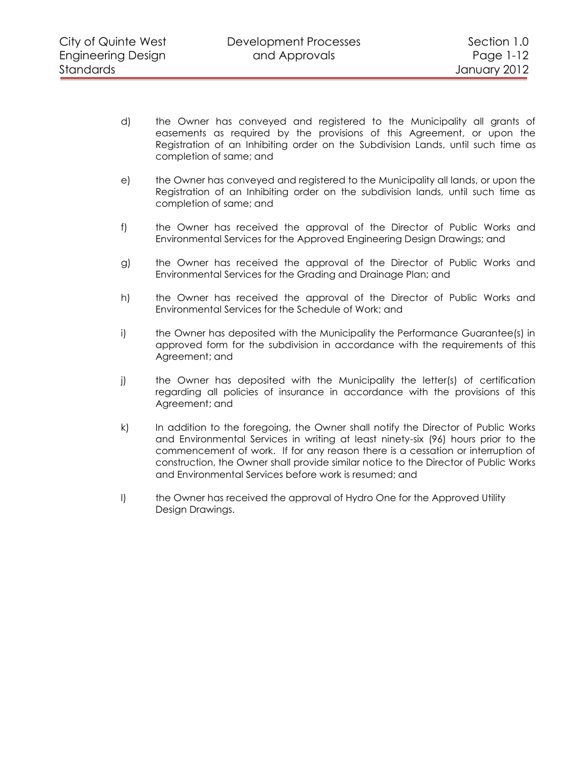d) the Owner has conveyed and registered to the Municipality all grants of easements as required by the provisions of this Agreement, or upon the Registration of an Inhibiting order on the Subdivision Lands, until such time as completion of same; and

e) the Owner has conveyed and registered to the Municipality all lands, or upon the Registration of an Inhibiting order on the subdivision lands, until such time as completion of same; and

f) the Owner has received the approval of the Director of Public Works and Environmental Services for the Approved Engineering Design Drawings; and

g) the Owner has received the approval of the Director of Public Works and Environmental Services for the Grading and Drainage Plan; and

h) the Owner has received the approval of the Director of Public Works and Environmental Services for the Schedule of Work; and

i) the Owner has deposited with the Municipality the Performance Guarantee(s) in approved form for the subdivision in accordance with the requirements of this Agreement; and

j) the Owner has deposited with the Municipality the letter(s) of certification regarding all policies of insurance in accordance with the provisions of this Agreement; and

k) In addition to the foregoing, the Owner shall notify the Director of Public Works and Environmental Services in writing at least ninety-six (96) hours prior to the commencement of work. If for any reason there is a cessation or interruption of construction, the Owner shall provide similar notice to the Director of Public Works and Environmental Services before work is resumed; and

l) the Owner has received the approval of Hydro One for the Approved Utility Design Drawings.